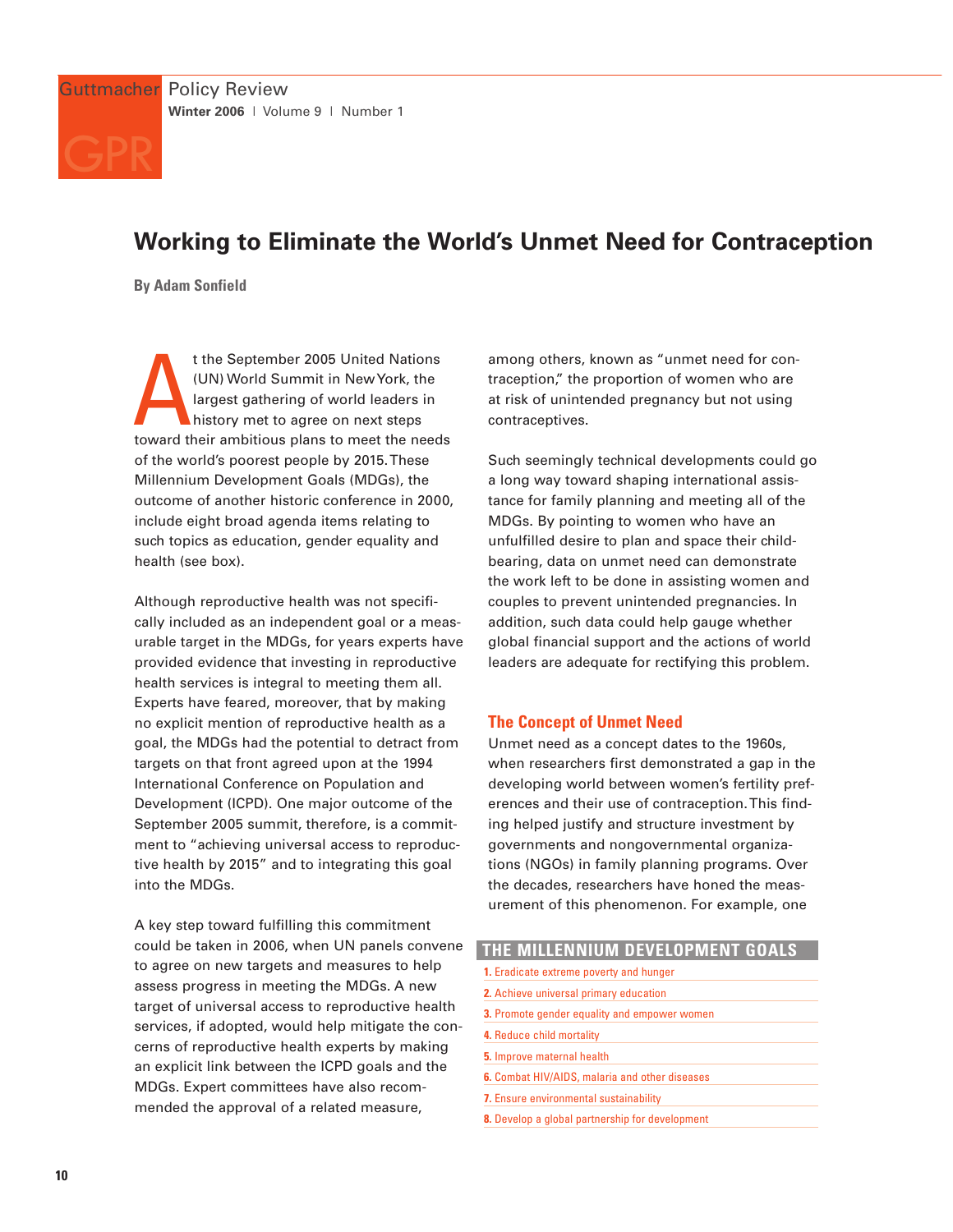# Working to Eliminate the World's Unmet Need for Contraception

**By Adam Sonfield**

At the September 2005 United Nations (UN) World Summit in New York, the largest gathering of world leaders in history met to agree on next steps toward their ambitious plans to meet the needs of the world's poorest people by 2015. These Millennium Development Goals (MDGs), the outcome of another historic conference in 2000, include eight broad agenda items relating to such topics as education, gender equality and health (see box).

Although reproductive health was not specifically included as an independent goal or a measurable target in the MDGs, for years experts have provided evidence that investing in reproductive health services is integral to meeting them all. Experts have feared, moreover, that by making no explicit mention of reproductive health as a goal, the MDGs had the potential to detract from targets on that front agreed upon at the 1994 International Conference on Population and Development (ICPD). One major outcome of the September 2005 summit, therefore, is a commitment to "achieving universal access to reproductive health by 2015" and to integrating this goal into the MDGs.

A key step toward fulfilling this commitment could be taken in 2006, when UN panels convene to agree on new targets and measures to help assess progress in meeting the MDGs. A new target of universal access to reproductive health services, if adopted, would help mitigate the concerns of reproductive health experts by making an explicit link between the ICPD goals and the MDGs. Expert committees have also recommended the approval of a related measure, among others, known as "unmet need for contraception," the proportion of women who are at risk of unintended pregnancy but not using contraceptives.

Such seemingly technical developments could go a long way toward shaping international assistance for family planning and meeting all of the MDGs. By pointing to women who have an unfulfilled desire to plan and space their childbearing, data on unmet need can demonstrate the work left to be done in assisting women and couples to prevent unintended pregnancies. In addition, such data could help gauge whether global financial support and the actions of world leaders are adequate for rectifying this problem.

## The Concept of Unmet Need

Unmet need as a concept dates to the 1960s, when researchers first demonstrated a gap in the developing world between women's fertility preferences and their use of contraception. This finding helped justify and structure investment by governments and nongovernmental organizations (NGOs) in family planning programs. Over the decades, researchers have honed the measurement of this phenomenon. For example, one

### THE MILLENNIUM DEVELOPMENT GOALS

1. Eradicate extreme poverty and hunger
2. Achieve universal primary education
3. Promote gender equality and empower women
4. Reduce child mortality
5. Improve maternal health
6. Combat HIV/AIDS, malaria and other diseases
7. Ensure environmental sustainability
8. Develop a global partnership for development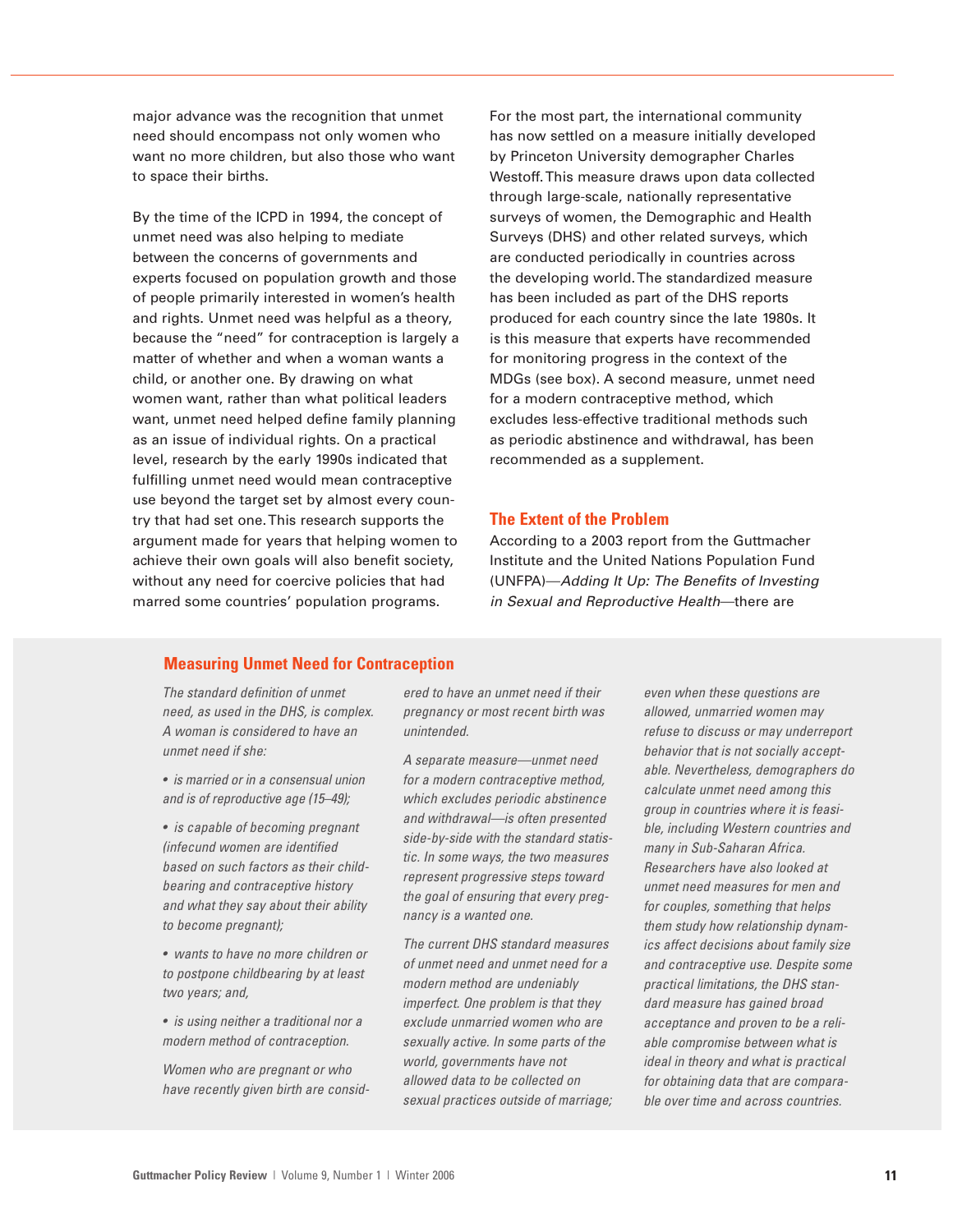major advance was the recognition that unmet need should encompass not only women who want no more children, but also those who want to space their births.

By the time of the ICPD in 1994, the concept of unmet need was also helping to mediate between the concerns of governments and experts focused on population growth and those of people primarily interested in women's health and rights. Unmet need was helpful as a theory, because the "need" for contraception is largely a matter of whether and when a woman wants a child, or another one. By drawing on what women want, rather than what political leaders want, unmet need helped define family planning as an issue of individual rights. On a practical level, research by the early 1990s indicated that fulfilling unmet need would mean contraceptive use beyond the target set by almost every country that had set one. This research supports the argument made for years that helping women to achieve their own goals will also benefit society, without any need for coercive policies that had marred some countries' population programs.

For the most part, the international community has now settled on a measure initially developed by Princeton University demographer Charles Westoff. This measure draws upon data collected through large-scale, nationally representative surveys of women, the Demographic and Health Surveys (DHS) and other related surveys, which are conducted periodically in countries across the developing world. The standardized measure has been included as part of the DHS reports produced for each country since the late 1980s. It is this measure that experts have recommended for monitoring progress in the context of the MDGs (see box). A second measure, unmet need for a modern contraceptive method, which excludes less-effective traditional methods such as periodic abstinence and withdrawal, has been recommended as a supplement.

## The Extent of the Problem

According to a 2003 report from the Guttmacher Institute and the United Nations Population Fund (UNFPA)—*Adding It Up: The Benefits of Investing in Sexual and Reproductive Health*—there are

## Measuring Unmet Need for Contraception

*The standard definition of unmet need, as used in the DHS, is complex. A woman is considered to have an unmet need if she:*

- *is married or in a consensual union and is of reproductive age (15–49);*
- *is capable of becoming pregnant (infecund women are identified based on such factors as their childbearing and contraceptive history and what they say about their ability to become pregnant);*
- *wants to have no more children or to postpone childbearing by at least two years; and,*
- *is using neither a traditional nor a modern method of contraception.*

*Women who are pregnant or who have recently given birth are considered to have an unmet need if their pregnancy or most recent birth was unintended.*

*A separate measure—unmet need for a modern contraceptive method, which excludes periodic abstinence and withdrawal—is often presented side-by-side with the standard statistic. In some ways, the two measures represent progressive steps toward the goal of ensuring that every pregnancy is a wanted one.*

*The current DHS standard measures of unmet need and unmet need for a modern method are undeniably imperfect. One problem is that they exclude unmarried women who are sexually active. In some parts of the world, governments have not allowed data to be collected on sexual practices outside of marriage; even when these questions are allowed, unmarried women may refuse to discuss or may underreport behavior that is not socially acceptable. Nevertheless, demographers do calculate unmet need among this group in countries where it is feasible, including Western countries and many in Sub-Saharan Africa. Researchers have also looked at unmet need measures for men and for couples, something that helps them study how relationship dynamics affect decisions about family size and contraceptive use. Despite some practical limitations, the DHS standard measure has gained broad acceptance and proven to be a reliable compromise between what is ideal in theory and what is practical for obtaining data that are comparable over time and across countries.*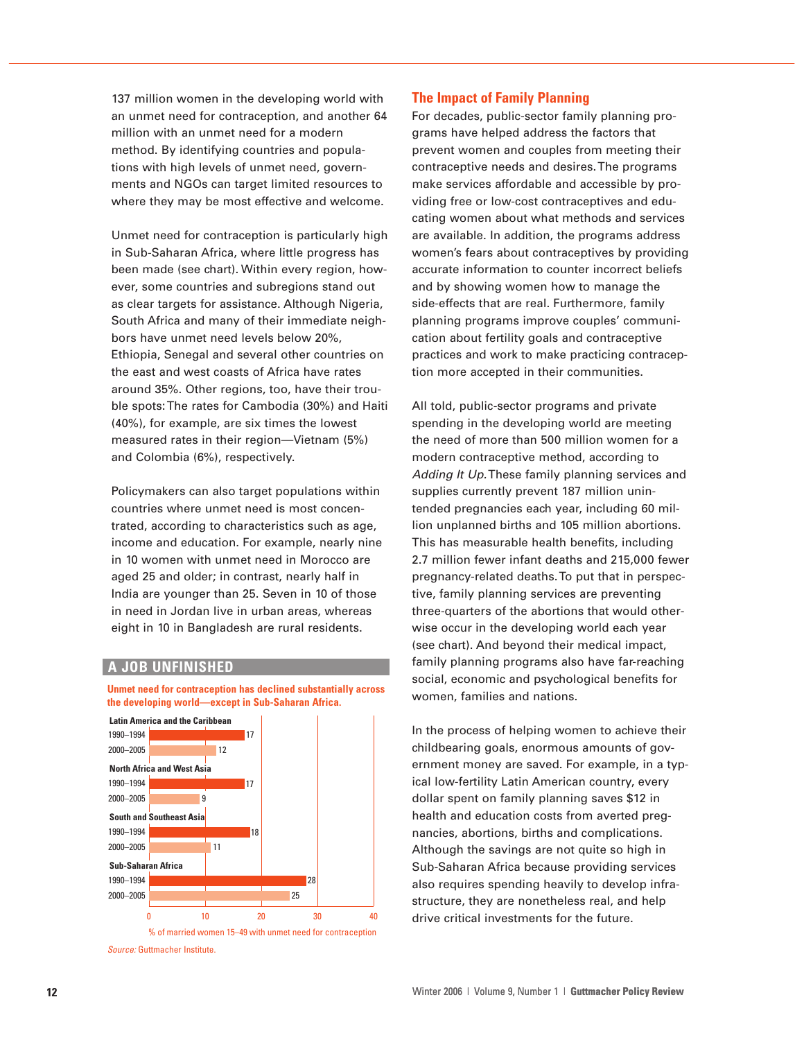137 million women in the developing world with an unmet need for contraception, and another 64 million with an unmet need for a modern method. By identifying countries and populations with high levels of unmet need, governments and NGOs can target limited resources to where they may be most effective and welcome.

Unmet need for contraception is particularly high in Sub-Saharan Africa, where little progress has been made (see chart). Within every region, however, some countries and subregions stand out as clear targets for assistance. Although Nigeria, South Africa and many of their immediate neighbors have unmet need levels below 20%, Ethiopia, Senegal and several other countries on the east and west coasts of Africa have rates around 35%. Other regions, too, have their trouble spots: The rates for Cambodia (30%) and Haiti (40%), for example, are six times the lowest measured rates in their region—Vietnam (5%) and Colombia (6%), respectively.

Policymakers can also target populations within countries where unmet need is most concentrated, according to characteristics such as age, income and education. For example, nearly nine in 10 women with unmet need in Morocco are aged 25 and older; in contrast, nearly half in India are younger than 25. Seven in 10 of those in need in Jordan live in urban areas, whereas eight in 10 in Bangladesh are rural residents.

## A JOB UNFINISHED

**Unmet need for contraception has declined substantially across the developing world—except in Sub-Saharan Africa.**

| Region | Period | % of married women 15–49 with unmet need for contraception |
|---|---|---|
| Latin America and the Caribbean | 1990–1994 | 17 |
| | 2000–2005 | 12 |
| North Africa and West Asia | 1990–1994 | 17 |
| | 2000–2005 | 9 |
| South and Southeast Asia | 1990–1994 | 18 |
| | 2000–2005 | 11 |
| Sub-Saharan Africa | 1990–1994 | 28 |
| | 2000–2005 | 25 |

*Source:* Guttmacher Institute.

## The Impact of Family Planning

For decades, public-sector family planning programs have helped address the factors that prevent women and couples from meeting their contraceptive needs and desires. The programs make services affordable and accessible by providing free or low-cost contraceptives and educating women about what methods and services are available. In addition, the programs address women's fears about contraceptives by providing accurate information to counter incorrect beliefs and by showing women how to manage the side-effects that are real. Furthermore, family planning programs improve couples' communication about fertility goals and contraceptive practices and work to make practicing contraception more accepted in their communities.

All told, public-sector programs and private spending in the developing world are meeting the need of more than 500 million women for a modern contraceptive method, according to *Adding It Up.* These family planning services and supplies currently prevent 187 million unintended pregnancies each year, including 60 million unplanned births and 105 million abortions. This has measurable health benefits, including 2.7 million fewer infant deaths and 215,000 fewer pregnancy-related deaths. To put that in perspective, family planning services are preventing three-quarters of the abortions that would otherwise occur in the developing world each year (see chart). And beyond their medical impact, family planning programs also have far-reaching social, economic and psychological benefits for women, families and nations.

In the process of helping women to achieve their childbearing goals, enormous amounts of government money are saved. For example, in a typical low-fertility Latin American country, every dollar spent on family planning saves $12 in health and education costs from averted pregnancies, abortions, births and complications. Although the savings are not quite so high in Sub-Saharan Africa because providing services also requires spending heavily to develop infrastructure, they are nonetheless real, and help drive critical investments for the future.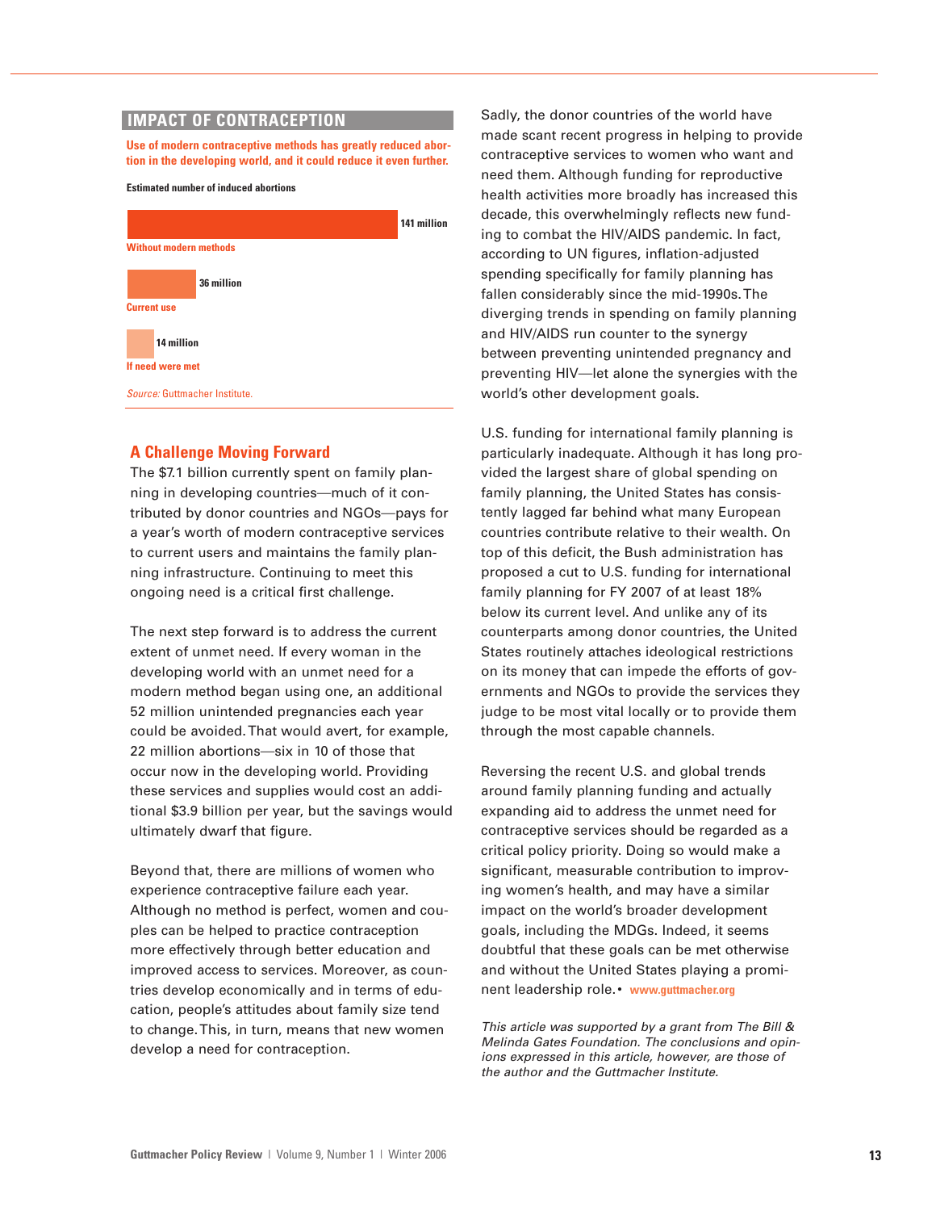## IMPACT OF CONTRACEPTION

**Use of modern contraceptive methods has greatly reduced abortion in the developing world, and it could reduce it even further.**

Estimated number of induced abortions

141 million
Without modern methods

36 million
Current use

14 million
If need were met

*Source:* Guttmacher Institute.

## A Challenge Moving Forward

The $7.1 billion currently spent on family planning in developing countries—much of it contributed by donor countries and NGOs—pays for a year's worth of modern contraceptive services to current users and maintains the family planning infrastructure. Continuing to meet this ongoing need is a critical first challenge.

The next step forward is to address the current extent of unmet need. If every woman in the developing world with an unmet need for a modern method began using one, an additional 52 million unintended pregnancies each year could be avoided. That would avert, for example, 22 million abortions—six in 10 of those that occur now in the developing world. Providing these services and supplies would cost an additional $3.9 billion per year, but the savings would ultimately dwarf that figure.

Beyond that, there are millions of women who experience contraceptive failure each year. Although no method is perfect, women and couples can be helped to practice contraception more effectively through better education and improved access to services. Moreover, as countries develop economically and in terms of education, people's attitudes about family size tend to change. This, in turn, means that new women develop a need for contraception.

Sadly, the donor countries of the world have made scant recent progress in helping to provide contraceptive services to women who want and need them. Although funding for reproductive health activities more broadly has increased this decade, this overwhelmingly reflects new funding to combat the HIV/AIDS pandemic. In fact, according to UN figures, inflation-adjusted spending specifically for family planning has fallen considerably since the mid-1990s. The diverging trends in spending on family planning and HIV/AIDS run counter to the synergy between preventing unintended pregnancy and preventing HIV—let alone the synergies with the world's other development goals.

U.S. funding for international family planning is particularly inadequate. Although it has long provided the largest share of global spending on family planning, the United States has consistently lagged far behind what many European countries contribute relative to their wealth. On top of this deficit, the Bush administration has proposed a cut to U.S. funding for international family planning for FY 2007 of at least 18% below its current level. And unlike any of its counterparts among donor countries, the United States routinely attaches ideological restrictions on its money that can impede the efforts of governments and NGOs to provide the services they judge to be most vital locally or to provide them through the most capable channels.

Reversing the recent U.S. and global trends around family planning funding and actually expanding aid to address the unmet need for contraceptive services should be regarded as a critical policy priority. Doing so would make a significant, measurable contribution to improving women's health, and may have a similar impact on the world's broader development goals, including the MDGs. Indeed, it seems doubtful that these goals can be met otherwise and without the United States playing a prominent leadership role.• **www.guttmacher.org**

*This article was supported by a grant from The Bill & Melinda Gates Foundation. The conclusions and opinions expressed in this article, however, are those of the author and the Guttmacher Institute.*